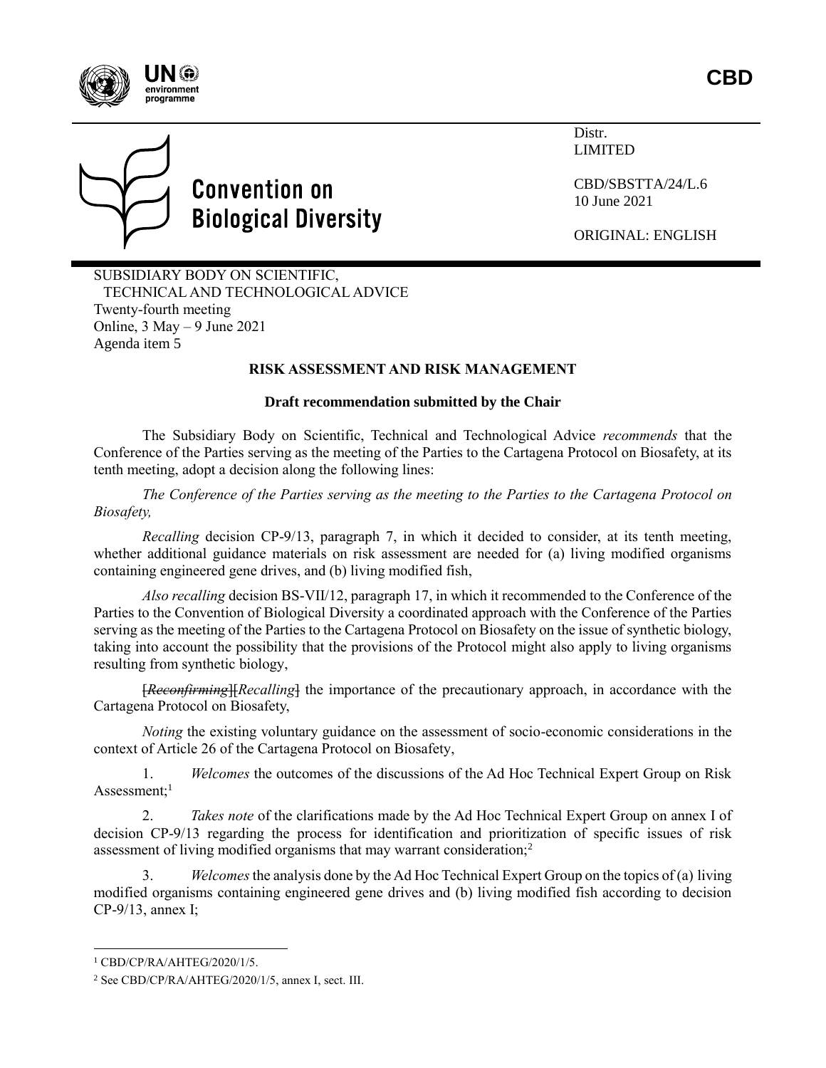CBD

Distr.
LIMITED

CBD/SBSTTA/24/L.6
10 June 2021

ORIGINAL: ENGLISH

**Convention on Biological Diversity**

SUBSIDIARY BODY ON SCIENTIFIC, TECHNICAL AND TECHNOLOGICAL ADVICE
Twenty-fourth meeting
Online, 3 May – 9 June 2021
Agenda item 5

## RISK ASSESSMENT AND RISK MANAGEMENT

### Draft recommendation submitted by the Chair

The Subsidiary Body on Scientific, Technical and Technological Advice *recommends* that the Conference of the Parties serving as the meeting of the Parties to the Cartagena Protocol on Biosafety, at its tenth meeting, adopt a decision along the following lines:

*The Conference of the Parties serving as the meeting to the Parties to the Cartagena Protocol on Biosafety,*

*Recalling* decision CP-9/13, paragraph 7, in which it decided to consider, at its tenth meeting, whether additional guidance materials on risk assessment are needed for (a) living modified organisms containing engineered gene drives, and (b) living modified fish,

*Also recalling* decision BS-VII/12, paragraph 17, in which it recommended to the Conference of the Parties to the Convention of Biological Diversity a coordinated approach with the Conference of the Parties serving as the meeting of the Parties to the Cartagena Protocol on Biosafety on the issue of synthetic biology, taking into account the possibility that the provisions of the Protocol might also apply to living organisms resulting from synthetic biology,

~~[*Reconfirming*]~~[*Recalling*~~]~~ the importance of the precautionary approach, in accordance with the Cartagena Protocol on Biosafety,

*Noting* the existing voluntary guidance on the assessment of socio-economic considerations in the context of Article 26 of the Cartagena Protocol on Biosafety,

1. *Welcomes* the outcomes of the discussions of the Ad Hoc Technical Expert Group on Risk Assessment;[1]

2. *Takes note* of the clarifications made by the Ad Hoc Technical Expert Group on annex I of decision CP-9/13 regarding the process for identification and prioritization of specific issues of risk assessment of living modified organisms that may warrant consideration;[2]

3. *Welcomes* the analysis done by the Ad Hoc Technical Expert Group on the topics of (a) living modified organisms containing engineered gene drives and (b) living modified fish according to decision CP-9/13, annex I;

---

[1] CBD/CP/RA/AHTEG/2020/1/5.

[2] See CBD/CP/RA/AHTEG/2020/1/5, annex I, sect. III.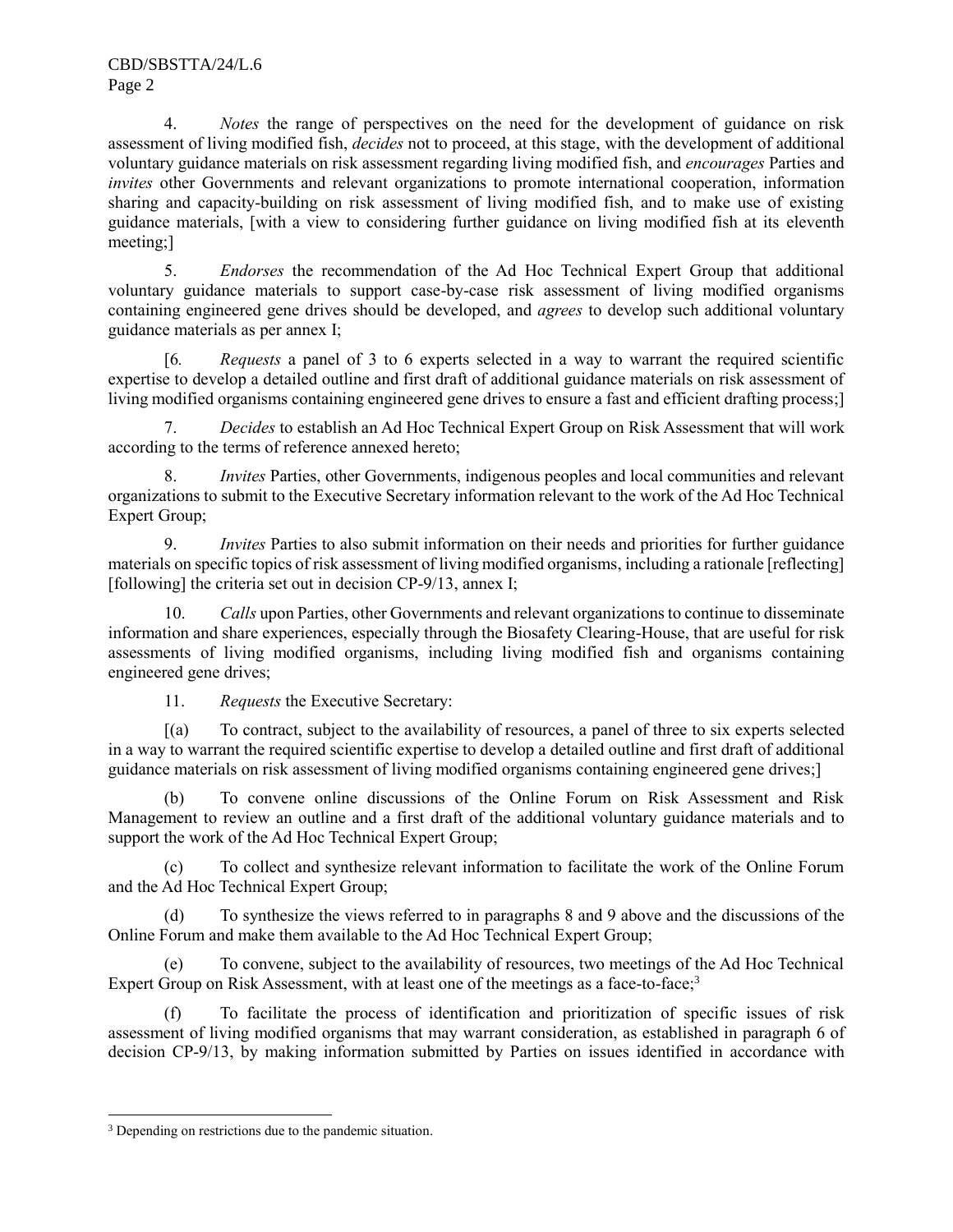4. *Notes* the range of perspectives on the need for the development of guidance on risk assessment of living modified fish, *decides* not to proceed, at this stage, with the development of additional voluntary guidance materials on risk assessment regarding living modified fish, and *encourages* Parties and *invites* other Governments and relevant organizations to promote international cooperation, information sharing and capacity-building on risk assessment of living modified fish, and to make use of existing guidance materials, [with a view to considering further guidance on living modified fish at its eleventh meeting;]

5. *Endorses* the recommendation of the Ad Hoc Technical Expert Group that additional voluntary guidance materials to support case-by-case risk assessment of living modified organisms containing engineered gene drives should be developed, and *agrees* to develop such additional voluntary guidance materials as per annex I;

[6. *Requests* a panel of 3 to 6 experts selected in a way to warrant the required scientific expertise to develop a detailed outline and first draft of additional guidance materials on risk assessment of living modified organisms containing engineered gene drives to ensure a fast and efficient drafting process;]

7. *Decides* to establish an Ad Hoc Technical Expert Group on Risk Assessment that will work according to the terms of reference annexed hereto;

8. *Invites* Parties, other Governments, indigenous peoples and local communities and relevant organizations to submit to the Executive Secretary information relevant to the work of the Ad Hoc Technical Expert Group;

9. *Invites* Parties to also submit information on their needs and priorities for further guidance materials on specific topics of risk assessment of living modified organisms, including a rationale [reflecting] [following] the criteria set out in decision CP-9/13, annex I;

10. *Calls* upon Parties, other Governments and relevant organizations to continue to disseminate information and share experiences, especially through the Biosafety Clearing-House, that are useful for risk assessments of living modified organisms, including living modified fish and organisms containing engineered gene drives;

11. *Requests* the Executive Secretary:

[(a) To contract, subject to the availability of resources, a panel of three to six experts selected in a way to warrant the required scientific expertise to develop a detailed outline and first draft of additional guidance materials on risk assessment of living modified organisms containing engineered gene drives;]

(b) To convene online discussions of the Online Forum on Risk Assessment and Risk Management to review an outline and a first draft of the additional voluntary guidance materials and to support the work of the Ad Hoc Technical Expert Group;

(c) To collect and synthesize relevant information to facilitate the work of the Online Forum and the Ad Hoc Technical Expert Group;

(d) To synthesize the views referred to in paragraphs 8 and 9 above and the discussions of the Online Forum and make them available to the Ad Hoc Technical Expert Group;

(e) To convene, subject to the availability of resources, two meetings of the Ad Hoc Technical Expert Group on Risk Assessment, with at least one of the meetings as a face-to-face;[3]

(f) To facilitate the process of identification and prioritization of specific issues of risk assessment of living modified organisms that may warrant consideration, as established in paragraph 6 of decision CP-9/13, by making information submitted by Parties on issues identified in accordance with

---

[3] Depending on restrictions due to the pandemic situation.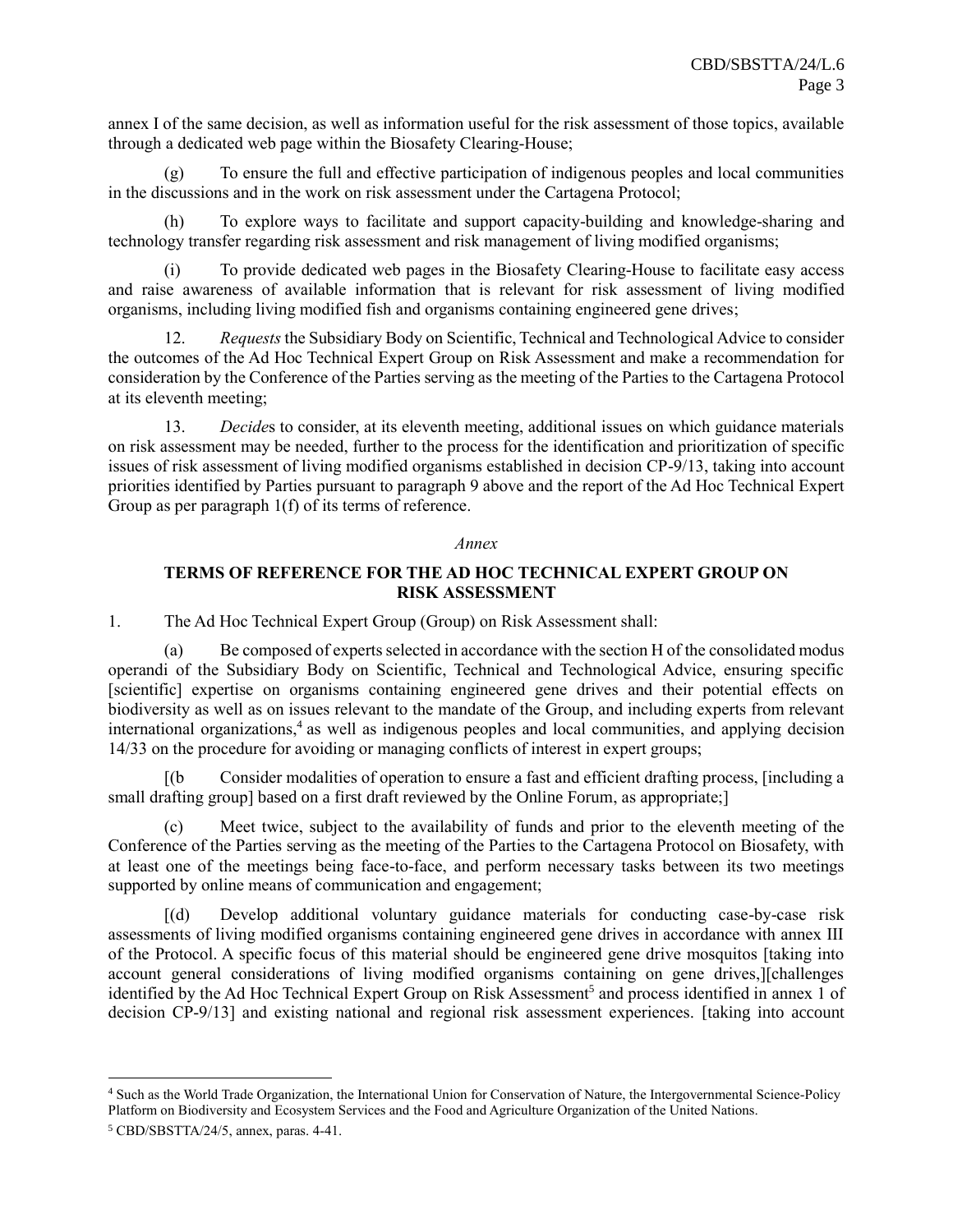annex I of the same decision, as well as information useful for the risk assessment of those topics, available through a dedicated web page within the Biosafety Clearing-House;

(g) To ensure the full and effective participation of indigenous peoples and local communities in the discussions and in the work on risk assessment under the Cartagena Protocol;

(h) To explore ways to facilitate and support capacity-building and knowledge-sharing and technology transfer regarding risk assessment and risk management of living modified organisms;

(i) To provide dedicated web pages in the Biosafety Clearing-House to facilitate easy access and raise awareness of available information that is relevant for risk assessment of living modified organisms, including living modified fish and organisms containing engineered gene drives;

12. *Requests* the Subsidiary Body on Scientific, Technical and Technological Advice to consider the outcomes of the Ad Hoc Technical Expert Group on Risk Assessment and make a recommendation for consideration by the Conference of the Parties serving as the meeting of the Parties to the Cartagena Protocol at its eleventh meeting;

13. *Decide*s to consider, at its eleventh meeting, additional issues on which guidance materials on risk assessment may be needed, further to the process for the identification and prioritization of specific issues of risk assessment of living modified organisms established in decision CP-9/13, taking into account priorities identified by Parties pursuant to paragraph 9 above and the report of the Ad Hoc Technical Expert Group as per paragraph 1(f) of its terms of reference.

*Annex*

## TERMS OF REFERENCE FOR THE AD HOC TECHNICAL EXPERT GROUP ON RISK ASSESSMENT

1. The Ad Hoc Technical Expert Group (Group) on Risk Assessment shall:

(a) Be composed of experts selected in accordance with the section H of the consolidated modus operandi of the Subsidiary Body on Scientific, Technical and Technological Advice, ensuring specific [scientific] expertise on organisms containing engineered gene drives and their potential effects on biodiversity as well as on issues relevant to the mandate of the Group, and including experts from relevant international organizations,[4] as well as indigenous peoples and local communities, and applying decision 14/33 on the procedure for avoiding or managing conflicts of interest in expert groups;

[(b Consider modalities of operation to ensure a fast and efficient drafting process, [including a small drafting group] based on a first draft reviewed by the Online Forum, as appropriate;]

(c) Meet twice, subject to the availability of funds and prior to the eleventh meeting of the Conference of the Parties serving as the meeting of the Parties to the Cartagena Protocol on Biosafety, with at least one of the meetings being face-to-face, and perform necessary tasks between its two meetings supported by online means of communication and engagement;

[(d) Develop additional voluntary guidance materials for conducting case-by-case risk assessments of living modified organisms containing engineered gene drives in accordance with annex III of the Protocol. A specific focus of this material should be engineered gene drive mosquitos [taking into account general considerations of living modified organisms containing on gene drives,][challenges identified by the Ad Hoc Technical Expert Group on Risk Assessment[5] and process identified in annex 1 of decision CP-9/13] and existing national and regional risk assessment experiences. [taking into account

---

[4] Such as the World Trade Organization, the International Union for Conservation of Nature, the Intergovernmental Science-Policy Platform on Biodiversity and Ecosystem Services and the Food and Agriculture Organization of the United Nations.

[5] CBD/SBSTTA/24/5, annex, paras. 4-41.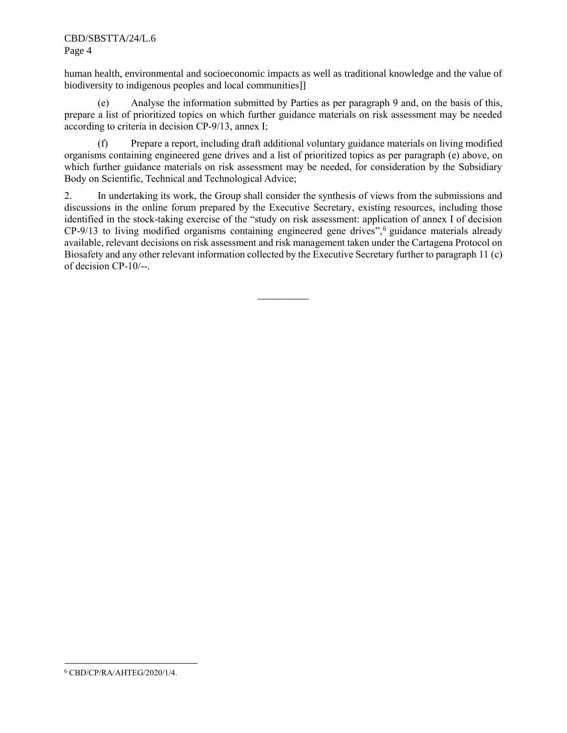human health, environmental and socioeconomic impacts as well as traditional knowledge and the value of biodiversity to indigenous peoples and local communities]]

(e) Analyse the information submitted by Parties as per paragraph 9 and, on the basis of this, prepare a list of prioritized topics on which further guidance materials on risk assessment may be needed according to criteria in decision CP-9/13, annex I;

(f) Prepare a report, including draft additional voluntary guidance materials on living modified organisms containing engineered gene drives and a list of prioritized topics as per paragraph (e) above, on which further guidance materials on risk assessment may be needed, for consideration by the Subsidiary Body on Scientific, Technical and Technological Advice;

2. In undertaking its work, the Group shall consider the synthesis of views from the submissions and discussions in the online forum prepared by the Executive Secretary, existing resources, including those identified in the stock-taking exercise of the "study on risk assessment: application of annex I of decision CP-9/13 to living modified organisms containing engineered gene drives",[6] guidance materials already available, relevant decisions on risk assessment and risk management taken under the Cartagena Protocol on Biosafety and any other relevant information collected by the Executive Secretary further to paragraph 11 (c) of decision CP-10/--.

__________

[6] CBD/CP/RA/AHTEG/2020/1/4.